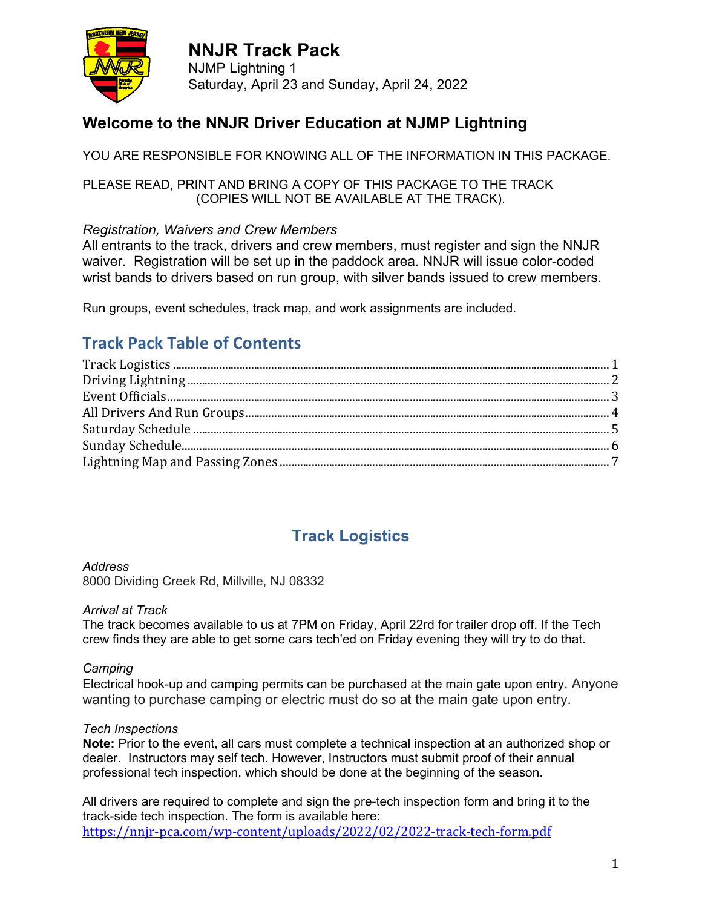# NNJR Track Pack

NJMP Lightning 1
Saturday, April 23 and Sunday, April 24, 2022

## Welcome to the NNJR Driver Education at NJMP Lightning

YOU ARE RESPONSIBLE FOR KNOWING ALL OF THE INFORMATION IN THIS PACKAGE.

PLEASE READ, PRINT AND BRING A COPY OF THIS PACKAGE TO THE TRACK (COPIES WILL NOT BE AVAILABLE AT THE TRACK).

*Registration, Waivers and Crew Members*

All entrants to the track, drivers and crew members, must register and sign the NNJR waiver. Registration will be set up in the paddock area. NNJR will issue color-coded wrist bands to drivers based on run group, with silver bands issued to crew members.

Run groups, event schedules, track map, and work assignments are included.

## Track Pack Table of Contents

Track Logistics ..... 1
Driving Lightning ..... 2
Event Officials ..... 3
All Drivers And Run Groups ..... 4
Saturday Schedule ..... 5
Sunday Schedule ..... 6
Lightning Map and Passing Zones ..... 7

## Track Logistics

*Address*

8000 Dividing Creek Rd, Millville, NJ 08332

*Arrival at Track*

The track becomes available to us at 7PM on Friday, April 22rd for trailer drop off. If the Tech crew finds they are able to get some cars tech'ed on Friday evening they will try to do that.

*Camping*

Electrical hook-up and camping permits can be purchased at the main gate upon entry. Anyone wanting to purchase camping or electric must do so at the main gate upon entry.

*Tech Inspections*

**Note:** Prior to the event, all cars must complete a technical inspection at an authorized shop or dealer. Instructors may self tech. However, Instructors must submit proof of their annual professional tech inspection, which should be done at the beginning of the season.

All drivers are required to complete and sign the pre-tech inspection form and bring it to the track-side tech inspection. The form is available here:
https://nnjr-pca.com/wp-content/uploads/2022/02/2022-track-tech-form.pdf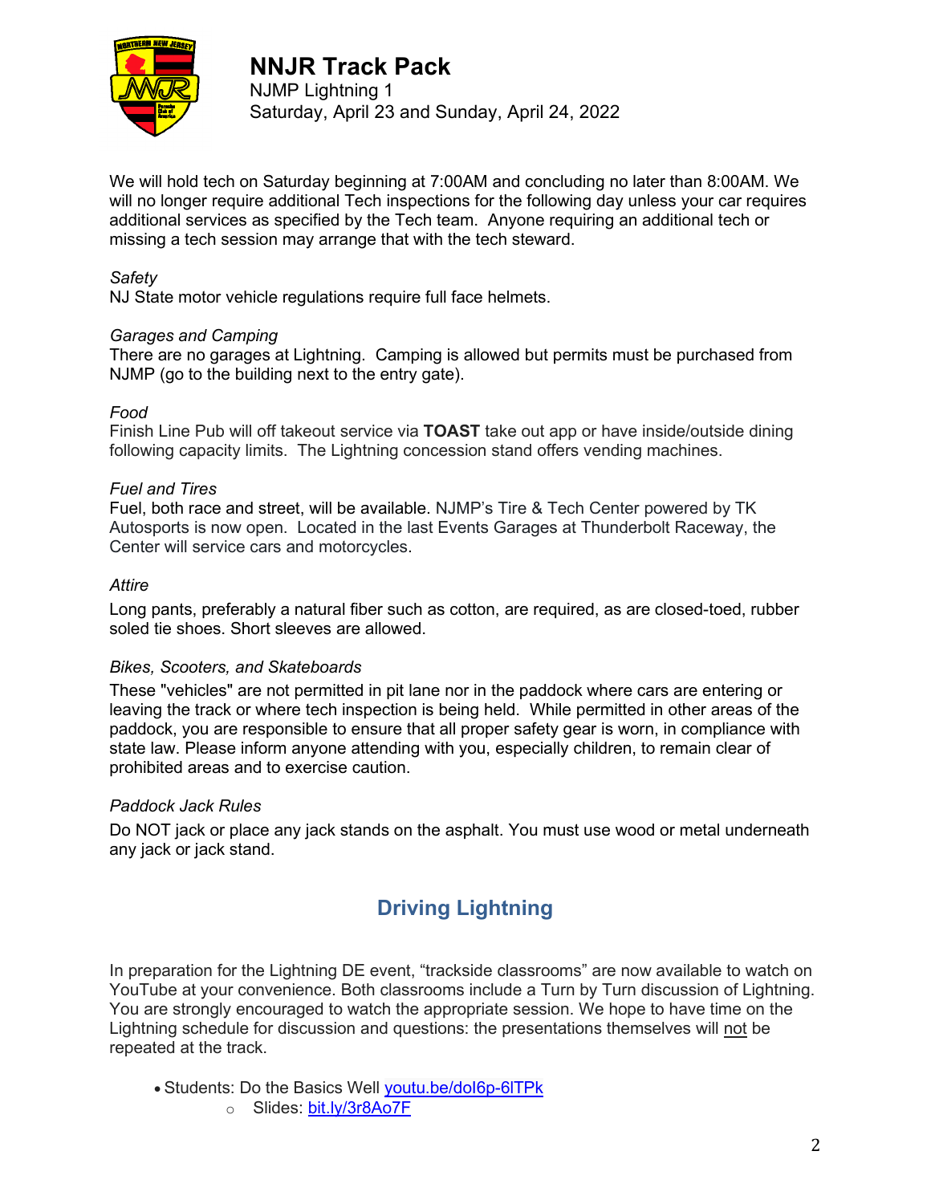# NNJR Track Pack

NJMP Lightning 1
Saturday, April 23 and Sunday, April 24, 2022

We will hold tech on Saturday beginning at 7:00AM and concluding no later than 8:00AM. We will no longer require additional Tech inspections for the following day unless your car requires additional services as specified by the Tech team. Anyone requiring an additional tech or missing a tech session may arrange that with the tech steward.

*Safety*
NJ State motor vehicle regulations require full face helmets.

*Garages and Camping*
There are no garages at Lightning. Camping is allowed but permits must be purchased from NJMP (go to the building next to the entry gate).

*Food*
Finish Line Pub will off takeout service via **TOAST** take out app or have inside/outside dining following capacity limits. The Lightning concession stand offers vending machines.

*Fuel and Tires*
Fuel, both race and street, will be available. NJMP's Tire & Tech Center powered by TK Autosports is now open. Located in the last Events Garages at Thunderbolt Raceway, the Center will service cars and motorcycles.

*Attire*

Long pants, preferably a natural fiber such as cotton, are required, as are closed-toed, rubber soled tie shoes. Short sleeves are allowed.

*Bikes, Scooters, and Skateboards*

These "vehicles" are not permitted in pit lane nor in the paddock where cars are entering or leaving the track or where tech inspection is being held. While permitted in other areas of the paddock, you are responsible to ensure that all proper safety gear is worn, in compliance with state law. Please inform anyone attending with you, especially children, to remain clear of prohibited areas and to exercise caution.

*Paddock Jack Rules*

Do NOT jack or place any jack stands on the asphalt. You must use wood or metal underneath any jack or jack stand.

## Driving Lightning

In preparation for the Lightning DE event, "trackside classrooms" are now available to watch on YouTube at your convenience. Both classrooms include a Turn by Turn discussion of Lightning. You are strongly encouraged to watch the appropriate session. We hope to have time on the Lightning schedule for discussion and questions: the presentations themselves will not be repeated at the track.

- Students: Do the Basics Well youtu.be/doI6p-6lTPk
  - Slides: bit.ly/3r8Ao7F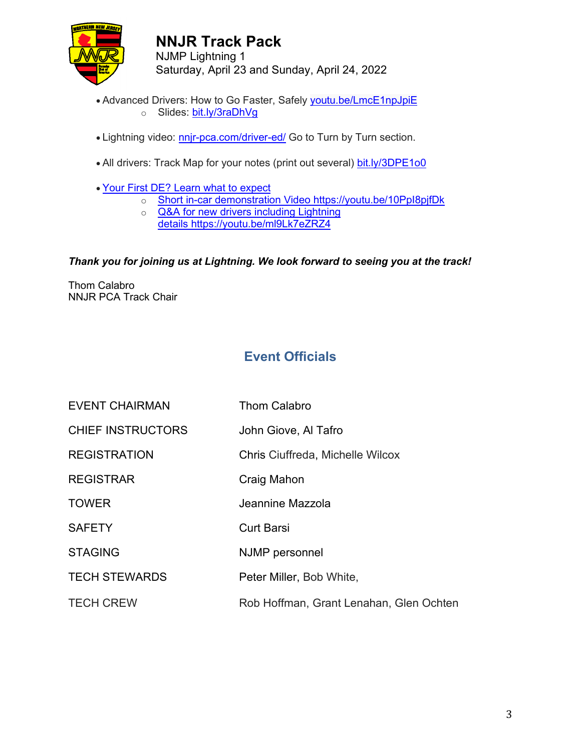# NNJR Track Pack

NJMP Lightning 1
Saturday, April 23 and Sunday, April 24, 2022

- Advanced Drivers: How to Go Faster, Safely youtu.be/LmcE1npJpiE
  - Slides: bit.ly/3raDhVg
- Lightning video: nnjr-pca.com/driver-ed/ Go to Turn by Turn section.
- All drivers: Track Map for your notes (print out several) bit.ly/3DPE1o0
- Your First DE? Learn what to expect
  - Short in-car demonstration Video https://youtu.be/10Ppl8pjfDk
  - Q&A for new drivers including Lightning details https://youtu.be/ml9Lk7eZRZ4

***Thank you for joining us at Lightning. We look forward to seeing you at the track!***

Thom Calabro
NNJR PCA Track Chair

## Event Officials

| | |
|---|---|
| EVENT CHAIRMAN | Thom Calabro |
| CHIEF INSTRUCTORS | John Giove, Al Tafro |
| REGISTRATION | Chris Ciuffreda, Michelle Wilcox |
| REGISTRAR | Craig Mahon |
| TOWER | Jeannine Mazzola |
| SAFETY | Curt Barsi |
| STAGING | NJMP personnel |
| TECH STEWARDS | Peter Miller, Bob White, |
| TECH CREW | Rob Hoffman, Grant Lenahan, Glen Ochten |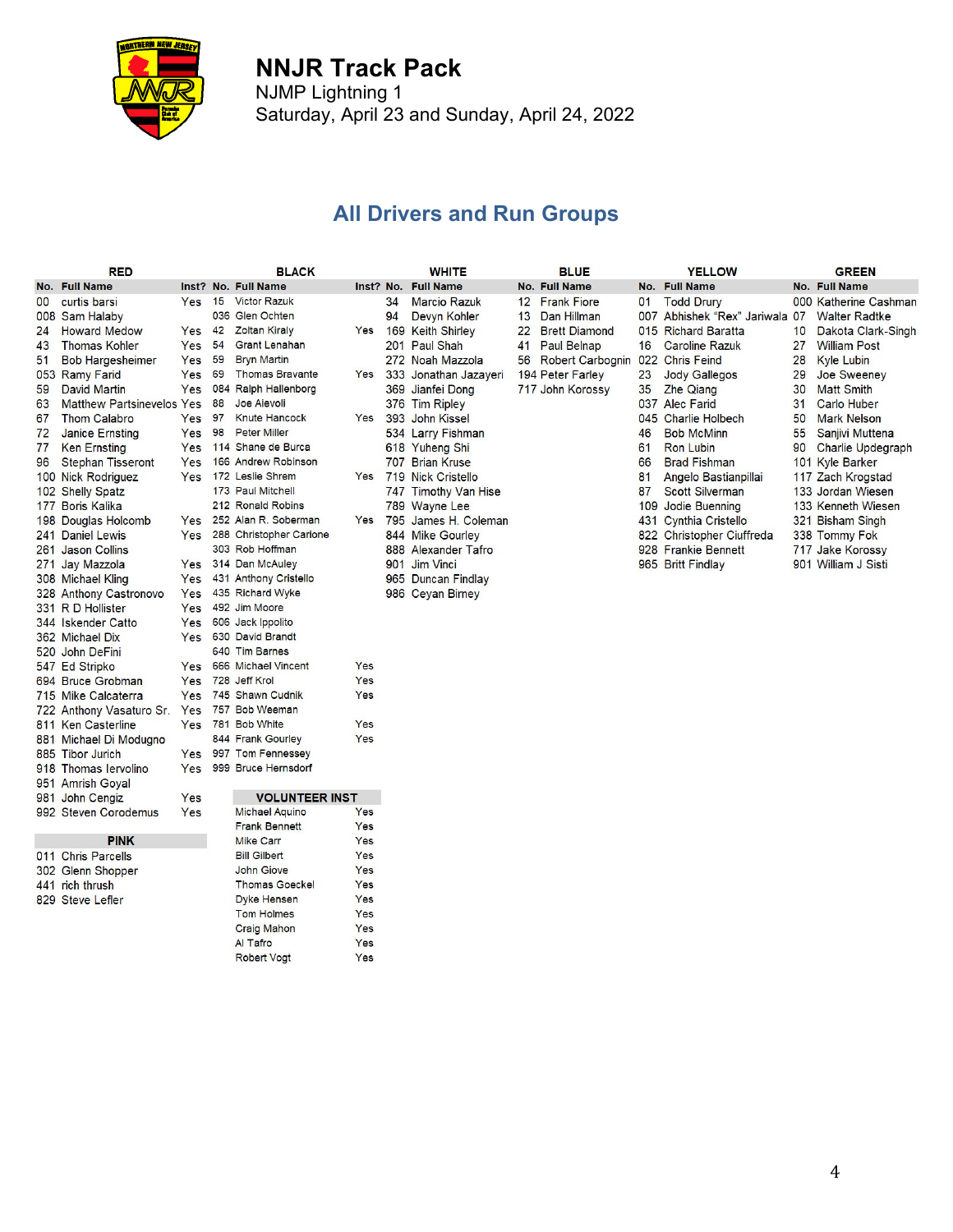# NNJR Track Pack

NJMP Lightning 1

Saturday, April 23 and Sunday, April 24, 2022

## All Drivers and Run Groups

### RED

| No. | Full Name | Inst? |
|---|---|---|
| 00 | curtis barsi | Yes |
| 008 | Sam Halaby | |
| 24 | Howard Medow | Yes |
| 43 | Thomas Kohler | Yes |
| 51 | Bob Hargesheimer | Yes |
| 053 | Ramy Farid | Yes |
| 59 | David Martin | Yes |
| 63 | Matthew Partsinevelos | Yes |
| 67 | Thom Calabro | Yes |
| 72 | Janice Ernsting | Yes |
| 77 | Ken Ernsting | Yes |
| 96 | Stephan Tisseront | Yes |
| 100 | Nick Rodriguez | Yes |
| 102 | Shelly Spatz | |
| 177 | Boris Kalika | |
| 198 | Douglas Holcomb | Yes |
| 241 | Daniel Lewis | Yes |
| 261 | Jason Collins | |
| 271 | Jay Mazzola | Yes |
| 308 | Michael Kling | Yes |
| 328 | Anthony Castronovo | Yes |
| 331 | R D Hollister | Yes |
| 344 | Iskender Catto | Yes |
| 362 | Michael Dix | Yes |
| 520 | John DeFini | |
| 547 | Ed Stripko | Yes |
| 694 | Bruce Grobman | Yes |
| 715 | Mike Calcaterra | Yes |
| 722 | Anthony Vasaturo Sr. | Yes |
| 811 | Ken Casterline | Yes |
| 881 | Michael Di Modugno | |
| 885 | Tibor Jurich | Yes |
| 918 | Thomas Iervolino | Yes |
| 951 | Amrish Goyal | |
| 981 | John Cengiz | Yes |
| 992 | Steven Corodemus | Yes |

### PINK

| No. | Full Name |
|---|---|
| 011 | Chris Parcells |
| 302 | Glenn Shopper |
| 441 | rich thrush |
| 829 | Steve Lefler |

### BLACK

| No. | Full Name | Inst? |
|---|---|---|
| 15 | Victor Razuk | |
| 036 | Glen Ochten | |
| 42 | Zoltan Kiraly | Yes |
| 54 | Grant Lenahan | |
| 59 | Bryn Martin | |
| 69 | Thomas Bravante | Yes |
| 084 | Ralph Hallenborg | |
| 88 | Joe Alevoli | |
| 97 | Knute Hancock | Yes |
| 98 | Peter Miller | |
| 114 | Shane de Burca | |
| 166 | Andrew Robinson | |
| 172 | Leslie Shrem | Yes |
| 173 | Paul Mitchell | |
| 212 | Ronald Robins | |
| 252 | Alan R. Soberman | Yes |
| 288 | Christopher Carlone | |
| 303 | Rob Hoffman | |
| 314 | Dan McAuley | |
| 431 | Anthony Cristello | |
| 435 | Richard Wyke | |
| 492 | Jim Moore | |
| 606 | Jack Ippolito | |
| 630 | David Brandt | |
| 640 | Tim Barnes | |
| 666 | Michael Vincent | Yes |
| 728 | Jeff Krol | Yes |
| 745 | Shawn Cudnik | Yes |
| 757 | Bob Weeman | |
| 781 | Bob White | Yes |
| 844 | Frank Gourley | Yes |
| 997 | Tom Fennessey | |
| 999 | Bruce Hernsdorf | |

### VOLUNTEER INST

| Full Name | Inst? |
|---|---|
| Michael Aquino | Yes |
| Frank Bennett | Yes |
| Mike Carr | Yes |
| Bill Gilbert | Yes |
| John Giove | Yes |
| Thomas Goeckel | Yes |
| Dyke Hensen | Yes |
| Tom Holmes | Yes |
| Craig Mahon | Yes |
| Al Tafro | Yes |
| Robert Vogt | Yes |

### WHITE

| No. | Full Name |
|---|---|
| 34 | Marcio Razuk |
| 94 | Devyn Kohler |
| 169 | Keith Shirley |
| 201 | Paul Shah |
| 272 | Noah Mazzola |
| 333 | Jonathan Jazayeri |
| 369 | Jianfei Dong |
| 376 | Tim Ripley |
| 393 | John Kissel |
| 534 | Larry Fishman |
| 618 | Yuheng Shi |
| 707 | Brian Kruse |
| 719 | Nick Cristello |
| 747 | Timothy Van Hise |
| 789 | Wayne Lee |
| 795 | James H. Coleman |
| 844 | Mike Gourley |
| 888 | Alexander Tafro |
| 901 | Jim Vinci |
| 965 | Duncan Findlay |
| 986 | Ceyan Birney |

### BLUE

| No. | Full Name |
|---|---|
| 12 | Frank Fiore |
| 13 | Dan Hillman |
| 22 | Brett Diamond |
| 41 | Paul Belnap |
| 56 | Robert Carbognin |
| 194 | Peter Farley |
| 717 | John Korossy |

### YELLOW

| No. | Full Name |
|---|---|
| 01 | Todd Drury |
| 007 | Abhishek "Rex" Jariwala |
| 015 | Richard Baratta |
| 16 | Caroline Razuk |
| 022 | Chris Feind |
| 23 | Jody Gallegos |
| 35 | Zhe Qiang |
| 037 | Alec Farid |
| 045 | Charlie Holbech |
| 46 | Bob McMinn |
| 61 | Ron Lubin |
| 66 | Brad Fishman |
| 81 | Angelo Bastianpillai |
| 87 | Scott Silverman |
| 109 | Jodie Buenning |
| 431 | Cynthia Cristello |
| 822 | Christopher Ciuffreda |
| 928 | Frankie Bennett |
| 965 | Britt Findlay |

### GREEN

| No. | Full Name |
|---|---|
| 000 | Katherine Cashman |
| 07 | Walter Radtke |
| 10 | Dakota Clark-Singh |
| 27 | William Post |
| 28 | Kyle Lubin |
| 29 | Joe Sweeney |
| 30 | Matt Smith |
| 31 | Carlo Huber |
| 50 | Mark Nelson |
| 55 | Sanjivi Muttena |
| 90 | Charlie Updegraph |
| 101 | Kyle Barker |
| 117 | Zach Krogstad |
| 133 | Jordan Wiesen |
| 133 | Kenneth Wiesen |
| 321 | Bisham Singh |
| 338 | Tommy Fok |
| 717 | Jake Korossy |
| 901 | William J Sisti |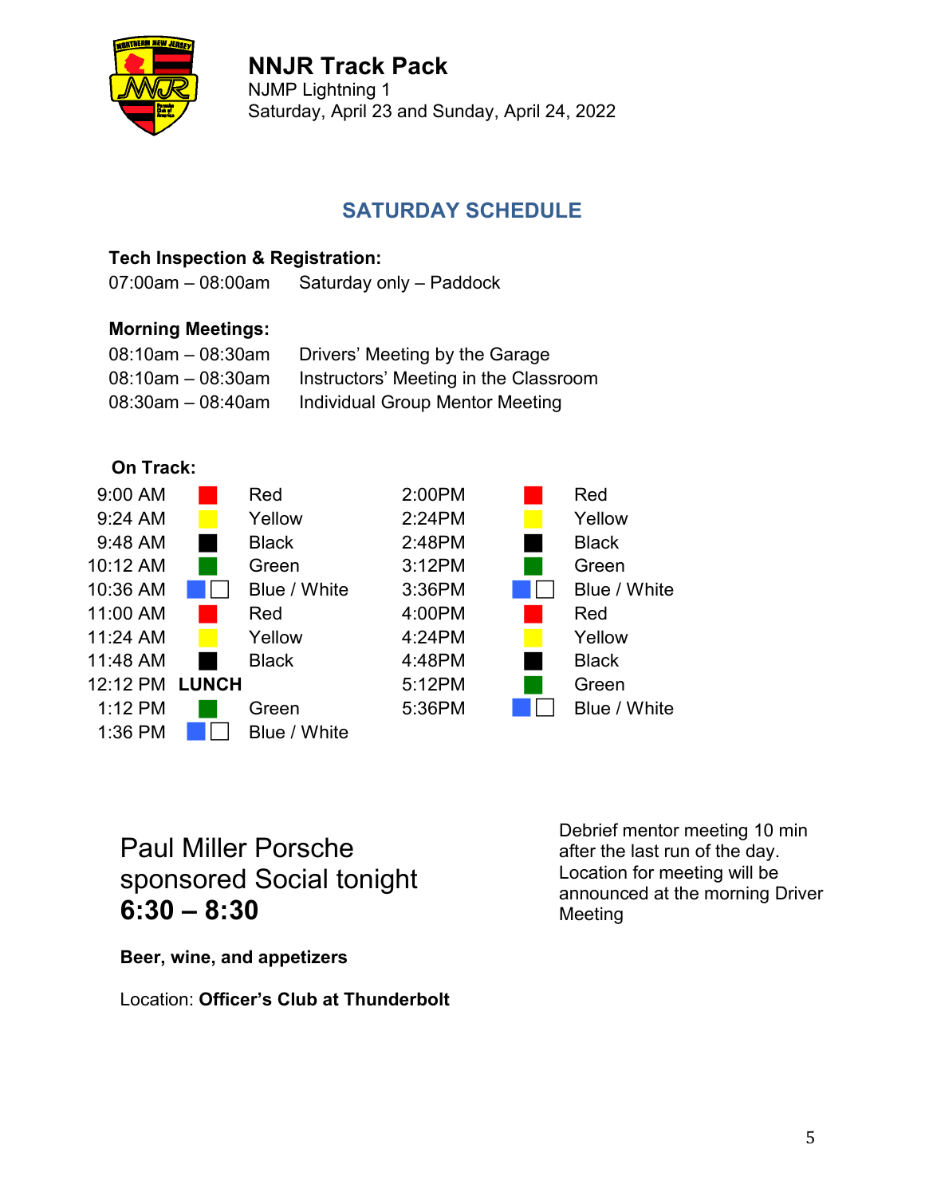# NNJR Track Pack

NJMP Lightning 1
Saturday, April 23 and Sunday, April 24, 2022

## SATURDAY SCHEDULE

**Tech Inspection & Registration:**

07:00am – 08:00am Saturday only – Paddock

**Morning Meetings:**

08:10am – 08:30am Drivers' Meeting by the Garage
08:10am – 08:30am Instructors' Meeting in the Classroom
08:30am – 08:40am Individual Group Mentor Meeting

**On Track:**

| Time | Group | Time | Group |
|---|---|---|---|
| 9:00 AM | Red | 2:00PM | Red |
| 9:24 AM | Yellow | 2:24PM | Yellow |
| 9:48 AM | Black | 2:48PM | Black |
| 10:12 AM | Green | 3:12PM | Green |
| 10:36 AM | Blue / White | 3:36PM | Blue / White |
| 11:00 AM | Red | 4:00PM | Red |
| 11:24 AM | Yellow | 4:24PM | Yellow |
| 11:48 AM | Black | 4:48PM | Black |
| 12:12 PM | **LUNCH** | 5:12PM | Green |
| 1:12 PM | Green | 5:36PM | Blue / White |
| 1:36 PM | Blue / White | | |

Paul Miller Porsche sponsored Social tonight
**6:30 – 8:30**

**Beer, wine, and appetizers**

Location: **Officer's Club at Thunderbolt**

Debrief mentor meeting 10 min after the last run of the day. Location for meeting will be announced at the morning Driver Meeting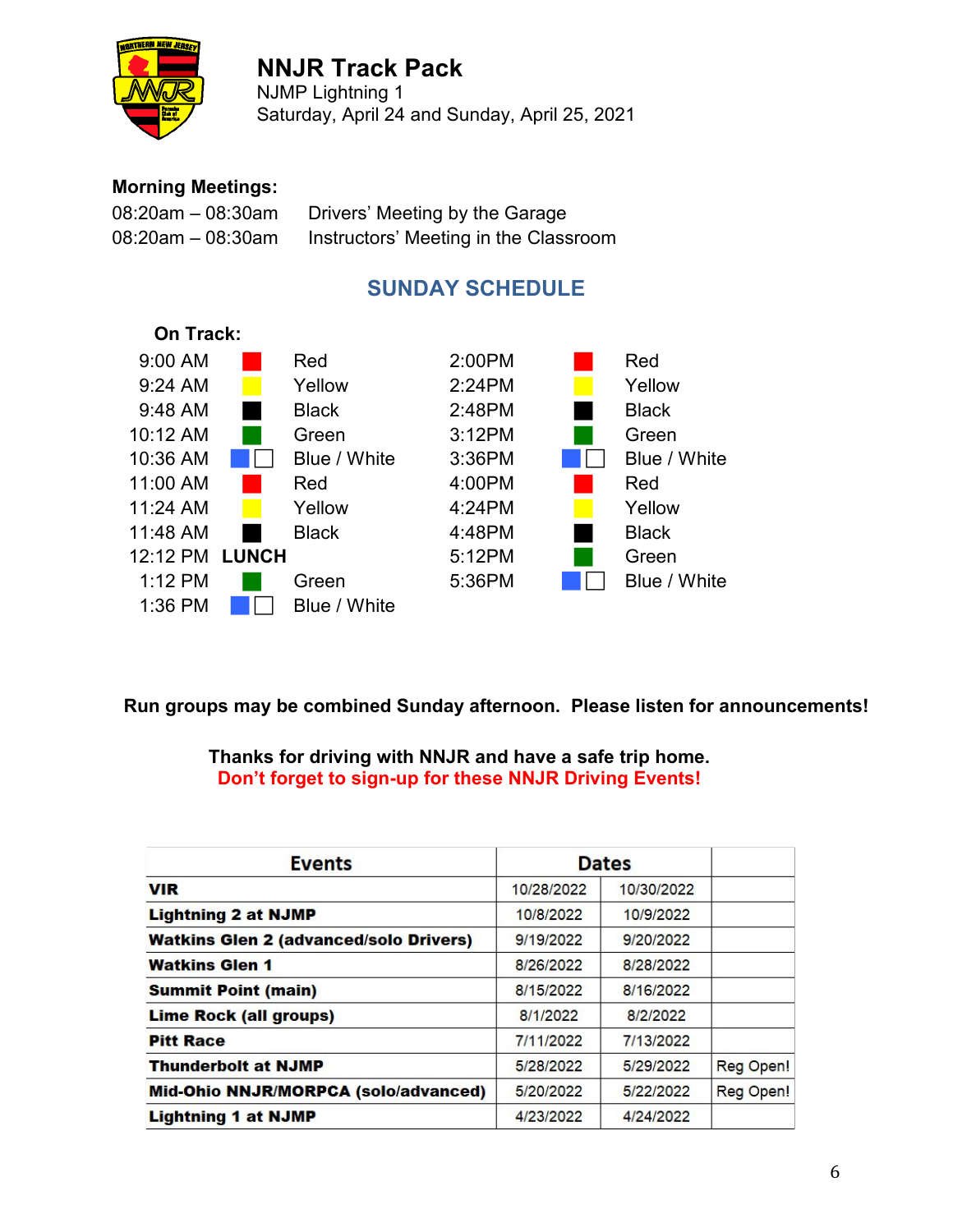# NNJR Track Pack

NJMP Lightning 1

Saturday, April 24 and Sunday, April 25, 2021

**Morning Meetings:**

08:20am – 08:30am  Drivers' Meeting by the Garage

08:20am – 08:30am  Instructors' Meeting in the Classroom

## SUNDAY SCHEDULE

**On Track:**

| Time | Group | Time | Group |
|---|---|---|---|
| 9:00 AM | Red | 2:00PM | Red |
| 9:24 AM | Yellow | 2:24PM | Yellow |
| 9:48 AM | Black | 2:48PM | Black |
| 10:12 AM | Green | 3:12PM | Green |
| 10:36 AM | Blue / White | 3:36PM | Blue / White |
| 11:00 AM | Red | 4:00PM | Red |
| 11:24 AM | Yellow | 4:24PM | Yellow |
| 11:48 AM | Black | 4:48PM | Black |
| 12:12 PM | **LUNCH** | 5:12PM | Green |
| 1:12 PM | Green | 5:36PM | Blue / White |
| 1:36 PM | Blue / White | | |

**Run groups may be combined Sunday afternoon. Please listen for announcements!**

**Thanks for driving with NNJR and have a safe trip home.**

**Don't forget to sign-up for these NNJR Driving Events!**

| Events | Dates | | |
|---|---|---|---|
| **VIR** | 10/28/2022 | 10/30/2022 | |
| **Lightning 2 at NJMP** | 10/8/2022 | 10/9/2022 | |
| **Watkins Glen 2 (advanced/solo Drivers)** | 9/19/2022 | 9/20/2022 | |
| **Watkins Glen 1** | 8/26/2022 | 8/28/2022 | |
| **Summit Point (main)** | 8/15/2022 | 8/16/2022 | |
| **Lime Rock (all groups)** | 8/1/2022 | 8/2/2022 | |
| **Pitt Race** | 7/11/2022 | 7/13/2022 | |
| **Thunderbolt at NJMP** | 5/28/2022 | 5/29/2022 | Reg Open! |
| **Mid-Ohio NNJR/MORPCA (solo/advanced)** | 5/20/2022 | 5/22/2022 | Reg Open! |
| **Lightning 1 at NJMP** | 4/23/2022 | 4/24/2022 | |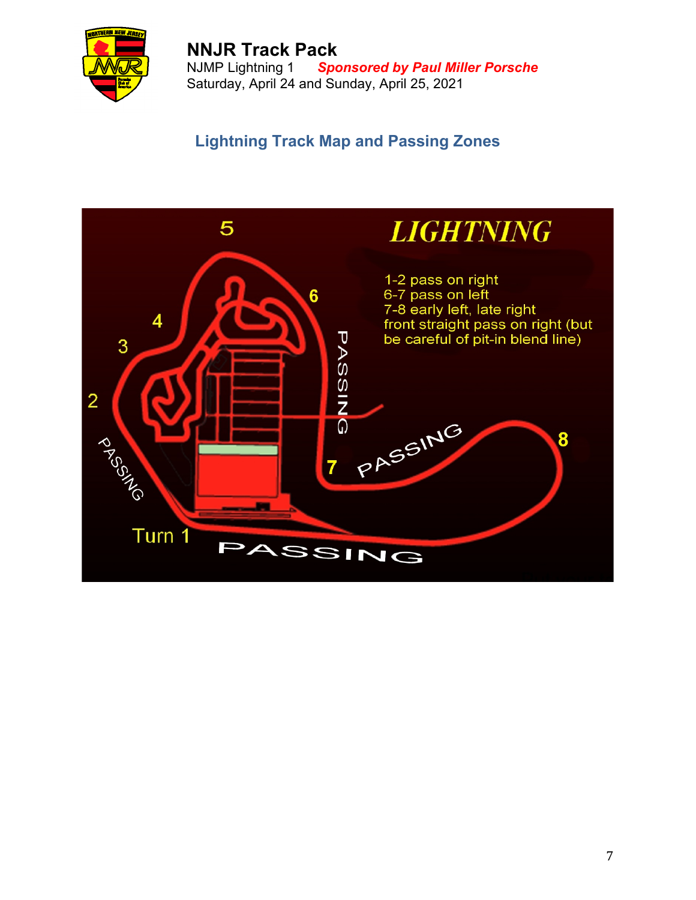# NNJR Track Pack

NJMP Lightning 1 ***Sponsored by Paul Miller Porsche***
Saturday, April 24 and Sunday, April 25, 2021

## Lightning Track Map and Passing Zones

LIGHTNING

1-2 pass on right
6-7 pass on left
7-8 early left, late right
front straight pass on right (but be careful of pit-in blend line)

5
6
4
3
2
PASSING
PASSING
7
PASSING
8
Turn 1
PASSING